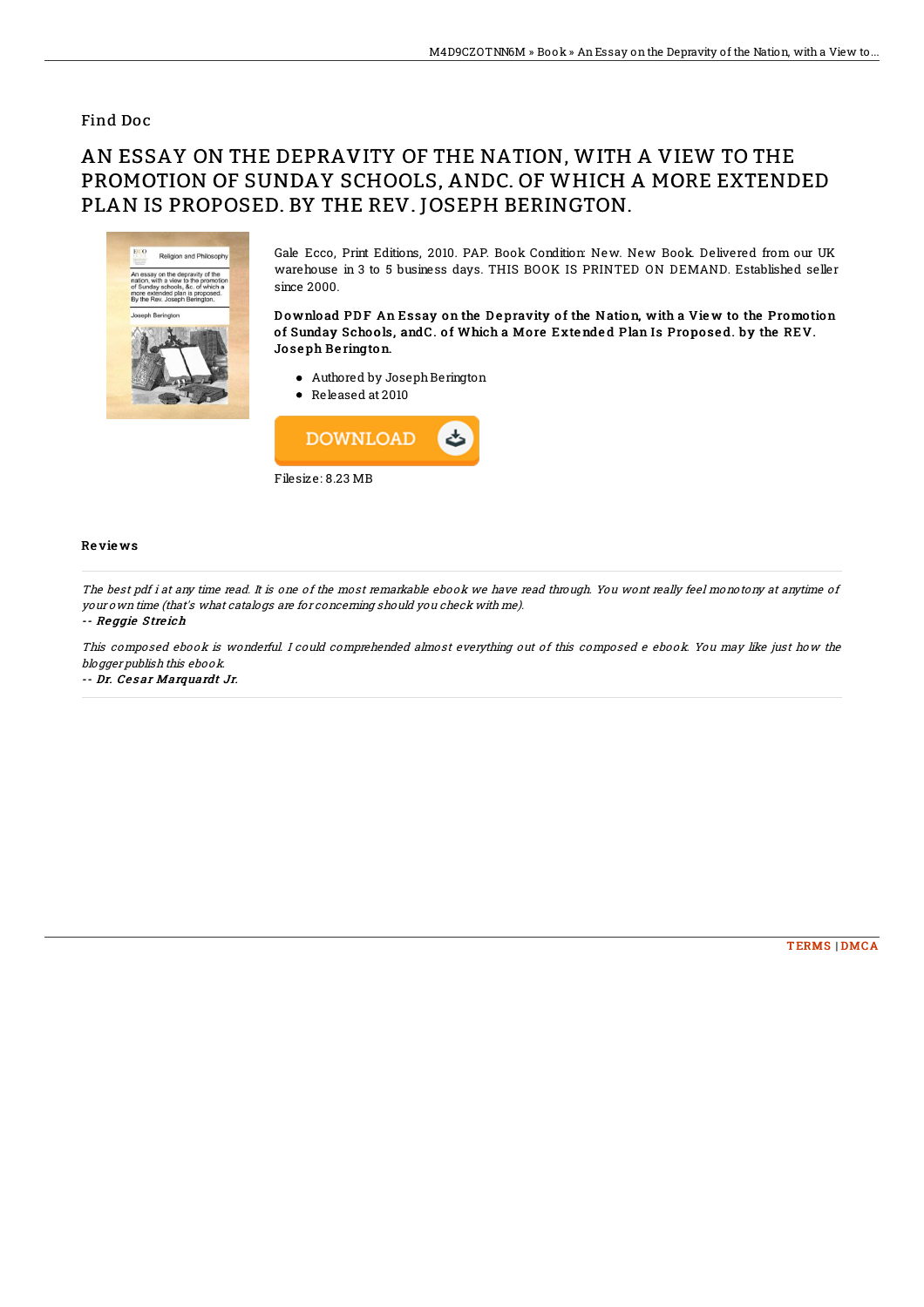Find Doc

# AN ESSAY ON THE DEPRAVITY OF THE NATION, WITH A VIEW TO THE PROMOTION OF SUNDAY SCHOOLS, ANDC. OF WHICH A MORE EXTENDED PLAN IS PROPOSED. BY THE REV. JOSEPH BERINGTON.

Gale Ecco, Print Editions, 2010. PAP. Book Condition: New. New Book. Delivered from our UK warehouse in 3 to 5 business days. THIS BOOK IS PRINTED ON DEMAND. Established seller since 2000.

**Download PDF An Essay on the Depravity of the Nation, with a View to the Promotion of Sunday Schools, andC. of Which a More Extended Plan Is Proposed. by the REV. Joseph Berington.**

- Authored by Joseph Berington
- Released at 2010

Filesize: 8.23 MB

## Reviews

*The best pdf i at any time read. It is one of the most remarkable ebook we have read through. You wont really feel monotony at anytime of your own time (that's what catalogs are for concerning should you check with me).*

-- ***Reggie Streich***

*This composed ebook is wonderful. I could comprehended almost everything out of this composed e ebook. You may like just how the blogger publish this ebook.*

-- ***Dr. Cesar Marquardt Jr.***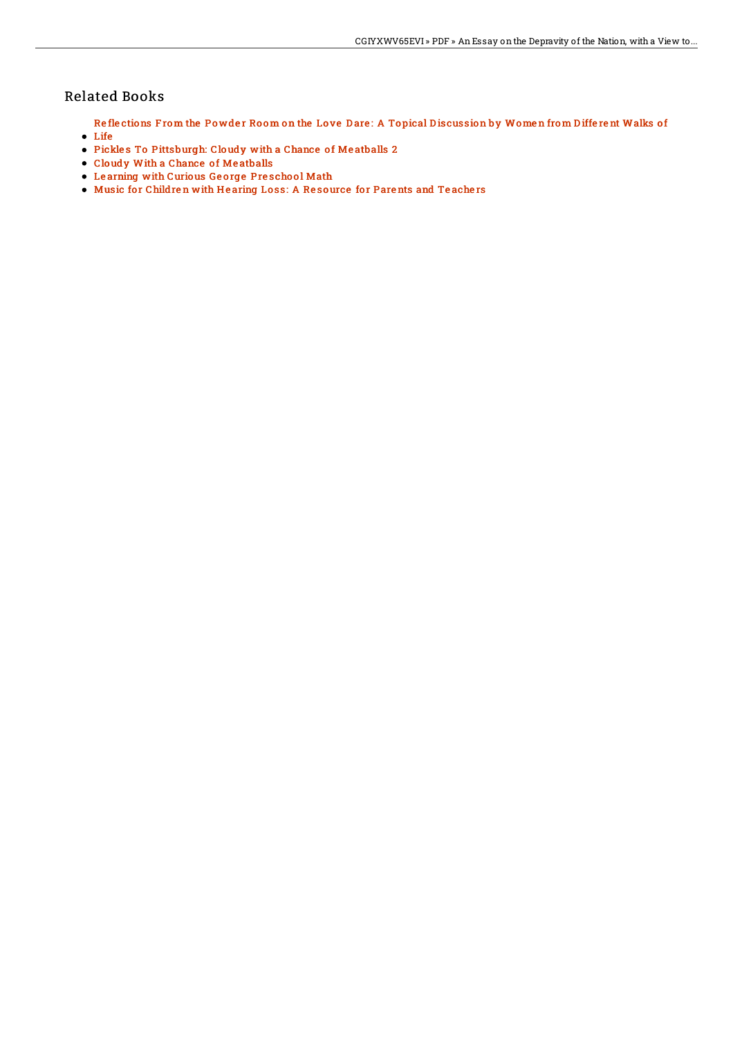## Related Books

- Reflections From the Powder Room on the Love Dare: A Topical Discussion by Women from Different Walks of Life
- Pickles To Pittsburgh: Cloudy with a Chance of Meatballs 2
- Cloudy With a Chance of Meatballs
- Learning with Curious George Preschool Math
- Music for Children with Hearing Loss: A Resource for Parents and Teachers